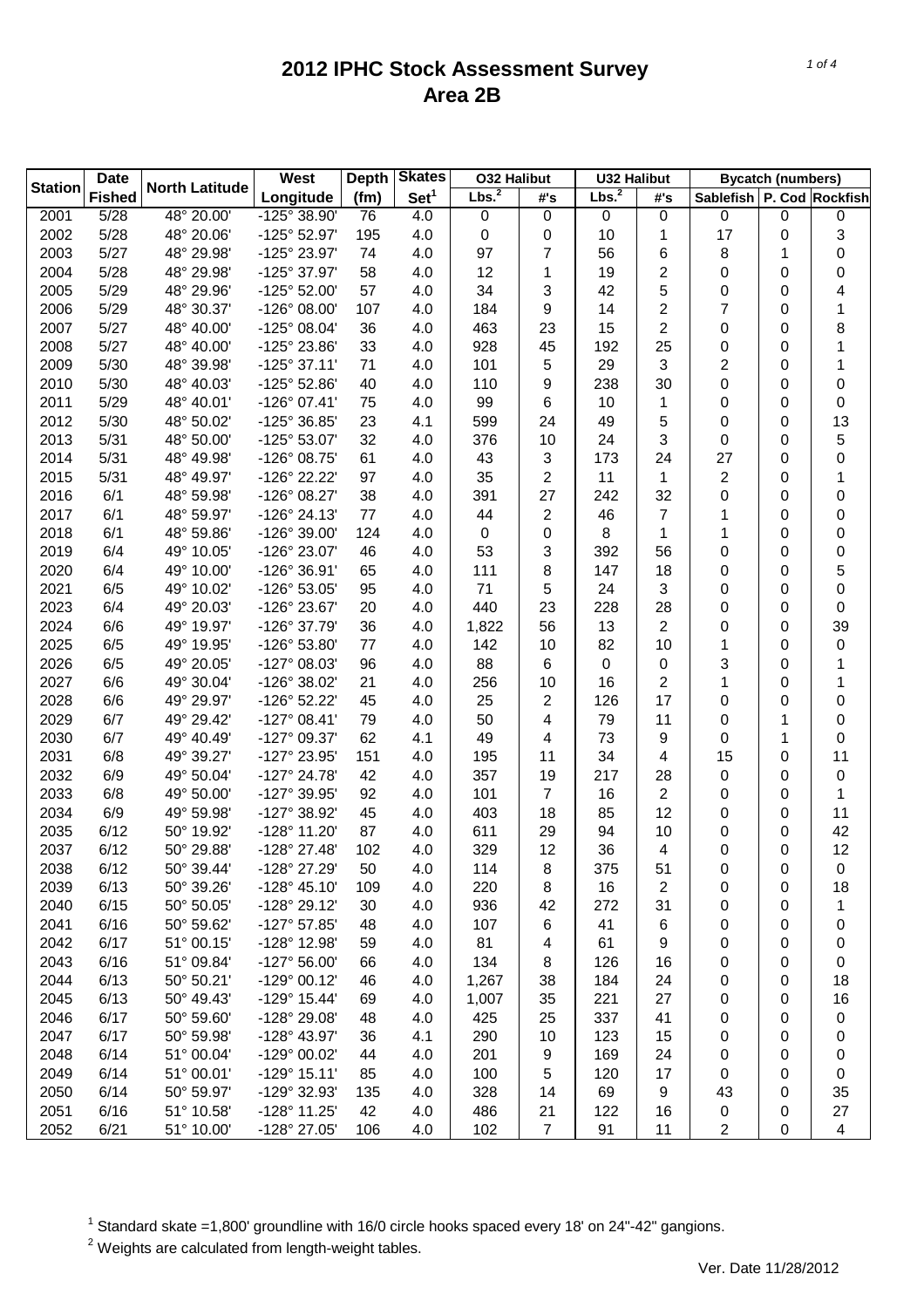# 2012 IPHC Stock Assessment Survey
## Area 2B

| Station | Date Fished | North Latitude | West Longitude | Depth (fm) | Skates Set[1] | O32 Halibut | | U32 Halibut | | Bycatch (numbers) | | |
|---|---|---|---|---|---|---|---|---|---|---|---|---|
| | | | | | | Lbs.[2] | #'s | Lbs.[2] | #'s | Sablefish | P. Cod | Rockfish |
| 2001 | 5/28 | 48° 20.00' | -125° 38.90' | 76 | 4.0 | 0 | 0 | 0 | 0 | 0 | 0 | 0 |
| 2002 | 5/28 | 48° 20.06' | -125° 52.97' | 195 | 4.0 | 0 | 0 | 10 | 1 | 17 | 0 | 3 |
| 2003 | 5/27 | 48° 29.98' | -125° 23.97' | 74 | 4.0 | 97 | 7 | 56 | 6 | 8 | 1 | 0 |
| 2004 | 5/28 | 48° 29.98' | -125° 37.97' | 58 | 4.0 | 12 | 1 | 19 | 2 | 0 | 0 | 0 |
| 2005 | 5/29 | 48° 29.96' | -125° 52.00' | 57 | 4.0 | 34 | 3 | 42 | 5 | 0 | 0 | 4 |
| 2006 | 5/29 | 48° 30.37' | -126° 08.00' | 107 | 4.0 | 184 | 9 | 14 | 2 | 7 | 0 | 1 |
| 2007 | 5/27 | 48° 40.00' | -125° 08.04' | 36 | 4.0 | 463 | 23 | 15 | 2 | 0 | 0 | 8 |
| 2008 | 5/27 | 48° 40.00' | -125° 23.86' | 33 | 4.0 | 928 | 45 | 192 | 25 | 0 | 0 | 1 |
| 2009 | 5/30 | 48° 39.98' | -125° 37.11' | 71 | 4.0 | 101 | 5 | 29 | 3 | 2 | 0 | 1 |
| 2010 | 5/30 | 48° 40.03' | -125° 52.86' | 40 | 4.0 | 110 | 9 | 238 | 30 | 0 | 0 | 0 |
| 2011 | 5/29 | 48° 40.01' | -126° 07.41' | 75 | 4.0 | 99 | 6 | 10 | 1 | 0 | 0 | 0 |
| 2012 | 5/30 | 48° 50.02' | -125° 36.85' | 23 | 4.1 | 599 | 24 | 49 | 5 | 0 | 0 | 13 |
| 2013 | 5/31 | 48° 50.00' | -125° 53.07' | 32 | 4.0 | 376 | 10 | 24 | 3 | 0 | 0 | 5 |
| 2014 | 5/31 | 48° 49.98' | -126° 08.75' | 61 | 4.0 | 43 | 3 | 173 | 24 | 27 | 0 | 0 |
| 2015 | 5/31 | 48° 49.97' | -126° 22.22' | 97 | 4.0 | 35 | 2 | 11 | 1 | 2 | 0 | 1 |
| 2016 | 6/1 | 48° 59.98' | -126° 08.27' | 38 | 4.0 | 391 | 27 | 242 | 32 | 0 | 0 | 0 |
| 2017 | 6/1 | 48° 59.97' | -126° 24.13' | 77 | 4.0 | 44 | 2 | 46 | 7 | 1 | 0 | 0 |
| 2018 | 6/1 | 48° 59.86' | -126° 39.00' | 124 | 4.0 | 0 | 0 | 8 | 1 | 1 | 0 | 0 |
| 2019 | 6/4 | 49° 10.05' | -126° 23.07' | 46 | 4.0 | 53 | 3 | 392 | 56 | 0 | 0 | 0 |
| 2020 | 6/4 | 49° 10.00' | -126° 36.91' | 65 | 4.0 | 111 | 8 | 147 | 18 | 0 | 0 | 5 |
| 2021 | 6/5 | 49° 10.02' | -126° 53.05' | 95 | 4.0 | 71 | 5 | 24 | 3 | 0 | 0 | 0 |
| 2023 | 6/4 | 49° 20.03' | -126° 23.67' | 20 | 4.0 | 440 | 23 | 228 | 28 | 0 | 0 | 0 |
| 2024 | 6/6 | 49° 19.97' | -126° 37.79' | 36 | 4.0 | 1,822 | 56 | 13 | 2 | 0 | 0 | 39 |
| 2025 | 6/5 | 49° 19.95' | -126° 53.80' | 77 | 4.0 | 142 | 10 | 82 | 10 | 1 | 0 | 0 |
| 2026 | 6/5 | 49° 20.05' | -127° 08.03' | 96 | 4.0 | 88 | 6 | 0 | 0 | 3 | 0 | 1 |
| 2027 | 6/6 | 49° 30.04' | -126° 38.02' | 21 | 4.0 | 256 | 10 | 16 | 2 | 1 | 0 | 1 |
| 2028 | 6/6 | 49° 29.97' | -126° 52.22' | 45 | 4.0 | 25 | 2 | 126 | 17 | 0 | 0 | 0 |
| 2029 | 6/7 | 49° 29.42' | -127° 08.41' | 79 | 4.0 | 50 | 4 | 79 | 11 | 0 | 1 | 0 |
| 2030 | 6/7 | 49° 40.49' | -127° 09.37' | 62 | 4.1 | 49 | 4 | 73 | 9 | 0 | 1 | 0 |
| 2031 | 6/8 | 49° 39.27' | -127° 23.95' | 151 | 4.0 | 195 | 11 | 34 | 4 | 15 | 0 | 11 |
| 2032 | 6/9 | 49° 50.04' | -127° 24.78' | 42 | 4.0 | 357 | 19 | 217 | 28 | 0 | 0 | 0 |
| 2033 | 6/8 | 49° 50.00' | -127° 39.95' | 92 | 4.0 | 101 | 7 | 16 | 2 | 0 | 0 | 1 |
| 2034 | 6/9 | 49° 59.98' | -127° 38.92' | 45 | 4.0 | 403 | 18 | 85 | 12 | 0 | 0 | 11 |
| 2035 | 6/12 | 50° 19.92' | -128° 11.20' | 87 | 4.0 | 611 | 29 | 94 | 10 | 0 | 0 | 42 |
| 2037 | 6/12 | 50° 29.88' | -128° 27.48' | 102 | 4.0 | 329 | 12 | 36 | 4 | 0 | 0 | 12 |
| 2038 | 6/12 | 50° 39.44' | -128° 27.29' | 50 | 4.0 | 114 | 8 | 375 | 51 | 0 | 0 | 0 |
| 2039 | 6/13 | 50° 39.26' | -128° 45.10' | 109 | 4.0 | 220 | 8 | 16 | 2 | 0 | 0 | 18 |
| 2040 | 6/15 | 50° 50.05' | -128° 29.12' | 30 | 4.0 | 936 | 42 | 272 | 31 | 0 | 0 | 1 |
| 2041 | 6/16 | 50° 59.62' | -127° 57.85' | 48 | 4.0 | 107 | 6 | 41 | 6 | 0 | 0 | 0 |
| 2042 | 6/17 | 51° 00.15' | -128° 12.98' | 59 | 4.0 | 81 | 4 | 61 | 9 | 0 | 0 | 0 |
| 2043 | 6/16 | 51° 09.84' | -127° 56.00' | 66 | 4.0 | 134 | 8 | 126 | 16 | 0 | 0 | 0 |
| 2044 | 6/13 | 50° 50.21' | -129° 00.12' | 46 | 4.0 | 1,267 | 38 | 184 | 24 | 0 | 0 | 18 |
| 2045 | 6/13 | 50° 49.43' | -129° 15.44' | 69 | 4.0 | 1,007 | 35 | 221 | 27 | 0 | 0 | 16 |
| 2046 | 6/17 | 50° 59.60' | -128° 29.08' | 48 | 4.0 | 425 | 25 | 337 | 41 | 0 | 0 | 0 |
| 2047 | 6/17 | 50° 59.98' | -128° 43.97' | 36 | 4.1 | 290 | 10 | 123 | 15 | 0 | 0 | 0 |
| 2048 | 6/14 | 51° 00.04' | -129° 00.02' | 44 | 4.0 | 201 | 9 | 169 | 24 | 0 | 0 | 0 |
| 2049 | 6/14 | 51° 00.01' | -129° 15.11' | 85 | 4.0 | 100 | 5 | 120 | 17 | 0 | 0 | 0 |
| 2050 | 6/14 | 50° 59.97' | -129° 32.93' | 135 | 4.0 | 328 | 14 | 69 | 9 | 43 | 0 | 35 |
| 2051 | 6/16 | 51° 10.58' | -128° 11.25' | 42 | 4.0 | 486 | 21 | 122 | 16 | 0 | 0 | 27 |
| 2052 | 6/21 | 51° 10.00' | -128° 27.05' | 106 | 4.0 | 102 | 7 | 91 | 11 | 2 | 0 | 4 |

[1] Standard skate =1,800' groundline with 16/0 circle hooks spaced every 18' on 24"-42" gangions.

[2] Weights are calculated from length-weight tables.

Ver. Date 11/28/2012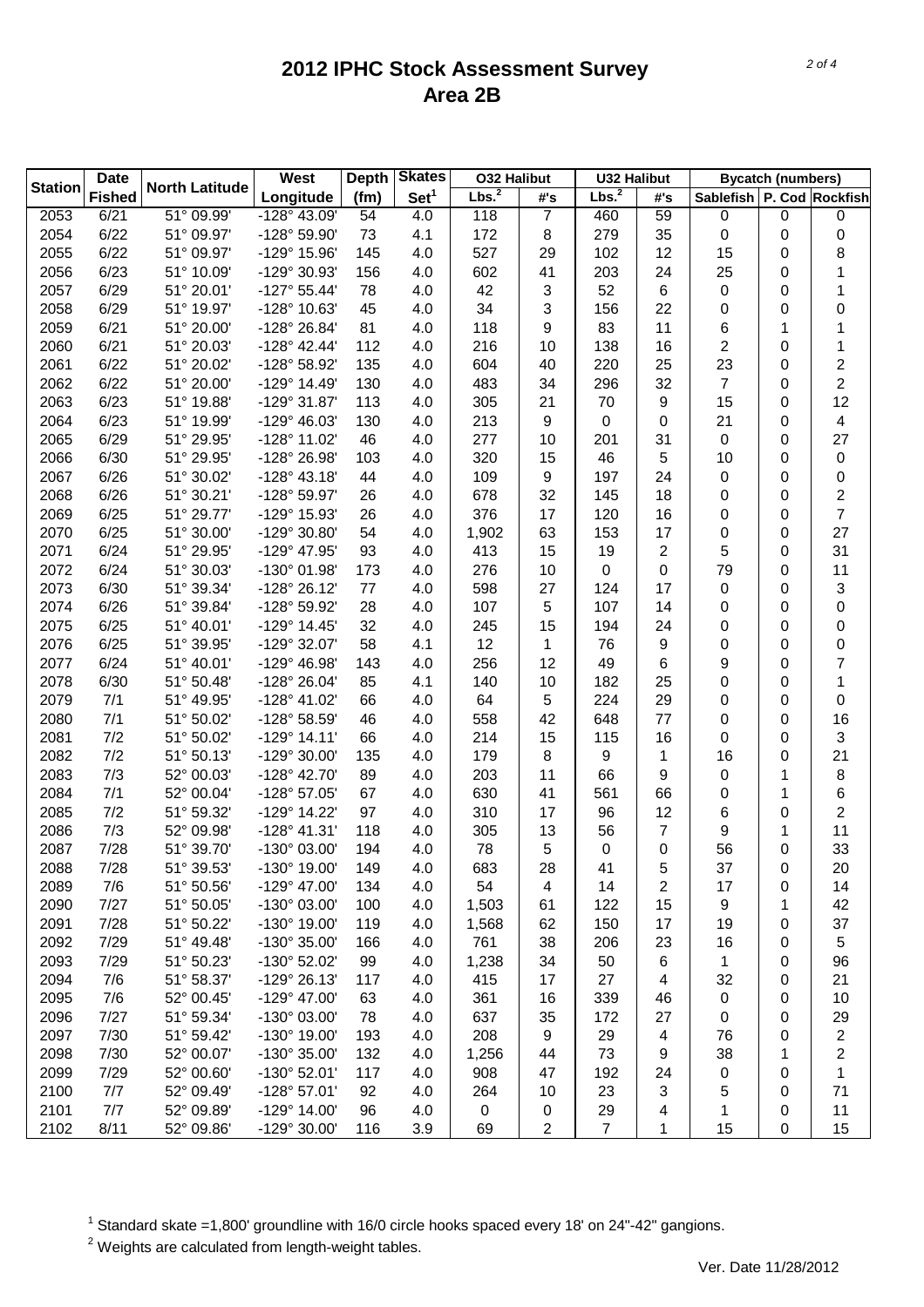# 2012 IPHC Stock Assessment Survey
## Area 2B

| Station | Date | North Latitude | West | Depth | Skates | O32 Halibut | | U32 Halibut | | Bycatch (numbers) | | |
|---|---|---|---|---|---|---|---|---|---|---|---|---|
| | Fished | | Longitude | (fm) | Set[1] | Lbs.[2] | #'s | Lbs.[2] | #'s | Sablefish | P. Cod | Rockfish |
| 2053 | 6/21 | 51° 09.99' | -128° 43.09' | 54 | 4.0 | 118 | 7 | 460 | 59 | 0 | 0 | 0 |
| 2054 | 6/22 | 51° 09.97' | -128° 59.90' | 73 | 4.1 | 172 | 8 | 279 | 35 | 0 | 0 | 0 |
| 2055 | 6/22 | 51° 09.97' | -129° 15.96' | 145 | 4.0 | 527 | 29 | 102 | 12 | 15 | 0 | 8 |
| 2056 | 6/23 | 51° 10.09' | -129° 30.93' | 156 | 4.0 | 602 | 41 | 203 | 24 | 25 | 0 | 1 |
| 2057 | 6/29 | 51° 20.01' | -127° 55.44' | 78 | 4.0 | 42 | 3 | 52 | 6 | 0 | 0 | 1 |
| 2058 | 6/29 | 51° 19.97' | -128° 10.63' | 45 | 4.0 | 34 | 3 | 156 | 22 | 0 | 0 | 0 |
| 2059 | 6/21 | 51° 20.00' | -128° 26.84' | 81 | 4.0 | 118 | 9 | 83 | 11 | 6 | 1 | 1 |
| 2060 | 6/21 | 51° 20.03' | -128° 42.44' | 112 | 4.0 | 216 | 10 | 138 | 16 | 2 | 0 | 1 |
| 2061 | 6/22 | 51° 20.02' | -128° 58.92' | 135 | 4.0 | 604 | 40 | 220 | 25 | 23 | 0 | 2 |
| 2062 | 6/22 | 51° 20.00' | -129° 14.49' | 130 | 4.0 | 483 | 34 | 296 | 32 | 7 | 0 | 2 |
| 2063 | 6/23 | 51° 19.88' | -129° 31.87' | 113 | 4.0 | 305 | 21 | 70 | 9 | 15 | 0 | 12 |
| 2064 | 6/23 | 51° 19.99' | -129° 46.03' | 130 | 4.0 | 213 | 9 | 0 | 0 | 21 | 0 | 4 |
| 2065 | 6/29 | 51° 29.95' | -128° 11.02' | 46 | 4.0 | 277 | 10 | 201 | 31 | 0 | 0 | 27 |
| 2066 | 6/30 | 51° 29.95' | -128° 26.98' | 103 | 4.0 | 320 | 15 | 46 | 5 | 10 | 0 | 0 |
| 2067 | 6/26 | 51° 30.02' | -128° 43.18' | 44 | 4.0 | 109 | 9 | 197 | 24 | 0 | 0 | 0 |
| 2068 | 6/26 | 51° 30.21' | -128° 59.97' | 26 | 4.0 | 678 | 32 | 145 | 18 | 0 | 0 | 2 |
| 2069 | 6/25 | 51° 29.77' | -129° 15.93' | 26 | 4.0 | 376 | 17 | 120 | 16 | 0 | 0 | 7 |
| 2070 | 6/25 | 51° 30.00' | -129° 30.80' | 54 | 4.0 | 1,902 | 63 | 153 | 17 | 0 | 0 | 27 |
| 2071 | 6/24 | 51° 29.95' | -129° 47.95' | 93 | 4.0 | 413 | 15 | 19 | 2 | 5 | 0 | 31 |
| 2072 | 6/24 | 51° 30.03' | -130° 01.98' | 173 | 4.0 | 276 | 10 | 0 | 0 | 79 | 0 | 11 |
| 2073 | 6/30 | 51° 39.34' | -128° 26.12' | 77 | 4.0 | 598 | 27 | 124 | 17 | 0 | 0 | 3 |
| 2074 | 6/26 | 51° 39.84' | -128° 59.92' | 28 | 4.0 | 107 | 5 | 107 | 14 | 0 | 0 | 0 |
| 2075 | 6/25 | 51° 40.01' | -129° 14.45' | 32 | 4.0 | 245 | 15 | 194 | 24 | 0 | 0 | 0 |
| 2076 | 6/25 | 51° 39.95' | -129° 32.07' | 58 | 4.1 | 12 | 1 | 76 | 9 | 0 | 0 | 0 |
| 2077 | 6/24 | 51° 40.01' | -129° 46.98' | 143 | 4.0 | 256 | 12 | 49 | 6 | 9 | 0 | 7 |
| 2078 | 6/30 | 51° 50.48' | -128° 26.04' | 85 | 4.1 | 140 | 10 | 182 | 25 | 0 | 0 | 1 |
| 2079 | 7/1 | 51° 49.95' | -128° 41.02' | 66 | 4.0 | 64 | 5 | 224 | 29 | 0 | 0 | 0 |
| 2080 | 7/1 | 51° 50.02' | -128° 58.59' | 46 | 4.0 | 558 | 42 | 648 | 77 | 0 | 0 | 16 |
| 2081 | 7/2 | 51° 50.02' | -129° 14.11' | 66 | 4.0 | 214 | 15 | 115 | 16 | 0 | 0 | 3 |
| 2082 | 7/2 | 51° 50.13' | -129° 30.00' | 135 | 4.0 | 179 | 8 | 9 | 1 | 16 | 0 | 21 |
| 2083 | 7/3 | 52° 00.03' | -128° 42.70' | 89 | 4.0 | 203 | 11 | 66 | 9 | 0 | 1 | 8 |
| 2084 | 7/1 | 52° 00.04' | -128° 57.05' | 67 | 4.0 | 630 | 41 | 561 | 66 | 0 | 1 | 6 |
| 2085 | 7/2 | 51° 59.32' | -129° 14.22' | 97 | 4.0 | 310 | 17 | 96 | 12 | 6 | 0 | 2 |
| 2086 | 7/3 | 52° 09.98' | -128° 41.31' | 118 | 4.0 | 305 | 13 | 56 | 7 | 9 | 1 | 11 |
| 2087 | 7/28 | 51° 39.70' | -130° 03.00' | 194 | 4.0 | 78 | 5 | 0 | 0 | 56 | 0 | 33 |
| 2088 | 7/28 | 51° 39.53' | -130° 19.00' | 149 | 4.0 | 683 | 28 | 41 | 5 | 37 | 0 | 20 |
| 2089 | 7/6 | 51° 50.56' | -129° 47.00' | 134 | 4.0 | 54 | 4 | 14 | 2 | 17 | 0 | 14 |
| 2090 | 7/27 | 51° 50.05' | -130° 03.00' | 100 | 4.0 | 1,503 | 61 | 122 | 15 | 9 | 1 | 42 |
| 2091 | 7/28 | 51° 50.22' | -130° 19.00' | 119 | 4.0 | 1,568 | 62 | 150 | 17 | 19 | 0 | 37 |
| 2092 | 7/29 | 51° 49.48' | -130° 35.00' | 166 | 4.0 | 761 | 38 | 206 | 23 | 16 | 0 | 5 |
| 2093 | 7/29 | 51° 50.23' | -130° 52.02' | 99 | 4.0 | 1,238 | 34 | 50 | 6 | 1 | 0 | 96 |
| 2094 | 7/6 | 51° 58.37' | -129° 26.13' | 117 | 4.0 | 415 | 17 | 27 | 4 | 32 | 0 | 21 |
| 2095 | 7/6 | 52° 00.45' | -129° 47.00' | 63 | 4.0 | 361 | 16 | 339 | 46 | 0 | 0 | 10 |
| 2096 | 7/27 | 51° 59.34' | -130° 03.00' | 78 | 4.0 | 637 | 35 | 172 | 27 | 0 | 0 | 29 |
| 2097 | 7/30 | 51° 59.42' | -130° 19.00' | 193 | 4.0 | 208 | 9 | 29 | 4 | 76 | 0 | 2 |
| 2098 | 7/30 | 52° 00.07' | -130° 35.00' | 132 | 4.0 | 1,256 | 44 | 73 | 9 | 38 | 1 | 2 |
| 2099 | 7/29 | 52° 00.60' | -130° 52.01' | 117 | 4.0 | 908 | 47 | 192 | 24 | 0 | 0 | 1 |
| 2100 | 7/7 | 52° 09.49' | -128° 57.01' | 92 | 4.0 | 264 | 10 | 23 | 3 | 5 | 0 | 71 |
| 2101 | 7/7 | 52° 09.89' | -129° 14.00' | 96 | 4.0 | 0 | 0 | 29 | 4 | 1 | 0 | 11 |
| 2102 | 8/11 | 52° 09.86' | -129° 30.00' | 116 | 3.9 | 69 | 2 | 7 | 1 | 15 | 0 | 15 |

[1] Standard skate =1,800' groundline with 16/0 circle hooks spaced every 18' on 24"-42" gangions.

[2] Weights are calculated from length-weight tables.

Ver. Date 11/28/2012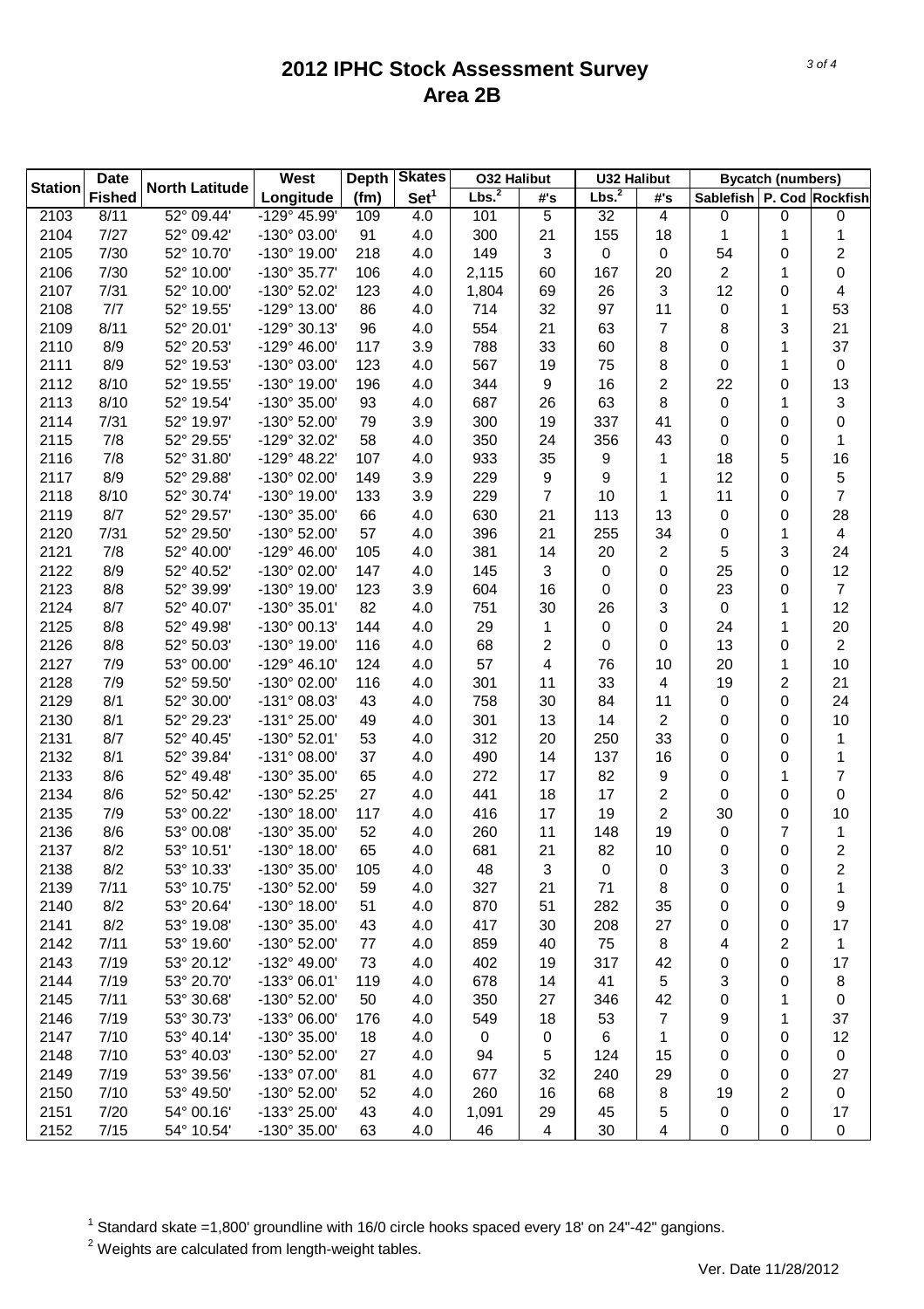# 2012 IPHC Stock Assessment Survey
## Area 2B

| Station | Date Fished | North Latitude | West Longitude | Depth (fm) | Skates Set[1] | O32 Halibut | | U32 Halibut | | Bycatch (numbers) | | |
|---|---|---|---|---|---|---|---|---|---|---|---|---|
| | | | | | | Lbs.[2] | #'s | Lbs.[2] | #'s | Sablefish | P. Cod | Rockfish |
| 2103 | 8/11 | 52° 09.44' | -129° 45.99' | 109 | 4.0 | 101 | 5 | 32 | 4 | 0 | 0 | 0 |
| 2104 | 7/27 | 52° 09.42' | -130° 03.00' | 91 | 4.0 | 300 | 21 | 155 | 18 | 1 | 1 | 1 |
| 2105 | 7/30 | 52° 10.70' | -130° 19.00' | 218 | 4.0 | 149 | 3 | 0 | 0 | 54 | 0 | 2 |
| 2106 | 7/30 | 52° 10.00' | -130° 35.77' | 106 | 4.0 | 2,115 | 60 | 167 | 20 | 2 | 1 | 0 |
| 2107 | 7/31 | 52° 10.00' | -130° 52.02' | 123 | 4.0 | 1,804 | 69 | 26 | 3 | 12 | 0 | 4 |
| 2108 | 7/7 | 52° 19.55' | -129° 13.00' | 86 | 4.0 | 714 | 32 | 97 | 11 | 0 | 1 | 53 |
| 2109 | 8/11 | 52° 20.01' | -129° 30.13' | 96 | 4.0 | 554 | 21 | 63 | 7 | 8 | 3 | 21 |
| 2110 | 8/9 | 52° 20.53' | -129° 46.00' | 117 | 3.9 | 788 | 33 | 60 | 8 | 0 | 1 | 37 |
| 2111 | 8/9 | 52° 19.53' | -130° 03.00' | 123 | 4.0 | 567 | 19 | 75 | 8 | 0 | 1 | 0 |
| 2112 | 8/10 | 52° 19.55' | -130° 19.00' | 196 | 4.0 | 344 | 9 | 16 | 2 | 22 | 0 | 13 |
| 2113 | 8/10 | 52° 19.54' | -130° 35.00' | 93 | 4.0 | 687 | 26 | 63 | 8 | 0 | 1 | 3 |
| 2114 | 7/31 | 52° 19.97' | -130° 52.00' | 79 | 3.9 | 300 | 19 | 337 | 41 | 0 | 0 | 0 |
| 2115 | 7/8 | 52° 29.55' | -129° 32.02' | 58 | 4.0 | 350 | 24 | 356 | 43 | 0 | 0 | 1 |
| 2116 | 7/8 | 52° 31.80' | -129° 48.22' | 107 | 4.0 | 933 | 35 | 9 | 1 | 18 | 5 | 16 |
| 2117 | 8/9 | 52° 29.88' | -130° 02.00' | 149 | 3.9 | 229 | 9 | 9 | 1 | 12 | 0 | 5 |
| 2118 | 8/10 | 52° 30.74' | -130° 19.00' | 133 | 3.9 | 229 | 7 | 10 | 1 | 11 | 0 | 7 |
| 2119 | 8/7 | 52° 29.57' | -130° 35.00' | 66 | 4.0 | 630 | 21 | 113 | 13 | 0 | 0 | 28 |
| 2120 | 7/31 | 52° 29.50' | -130° 52.00' | 57 | 4.0 | 396 | 21 | 255 | 34 | 0 | 1 | 4 |
| 2121 | 7/8 | 52° 40.00' | -129° 46.00' | 105 | 4.0 | 381 | 14 | 20 | 2 | 5 | 3 | 24 |
| 2122 | 8/9 | 52° 40.52' | -130° 02.00' | 147 | 4.0 | 145 | 3 | 0 | 0 | 25 | 0 | 12 |
| 2123 | 8/8 | 52° 39.99' | -130° 19.00' | 123 | 3.9 | 604 | 16 | 0 | 0 | 23 | 0 | 7 |
| 2124 | 8/7 | 52° 40.07' | -130° 35.01' | 82 | 4.0 | 751 | 30 | 26 | 3 | 0 | 1 | 12 |
| 2125 | 8/8 | 52° 49.98' | -130° 00.13' | 144 | 4.0 | 29 | 1 | 0 | 0 | 24 | 1 | 20 |
| 2126 | 8/8 | 52° 50.03' | -130° 19.00' | 116 | 4.0 | 68 | 2 | 0 | 0 | 13 | 0 | 2 |
| 2127 | 7/9 | 53° 00.00' | -129° 46.10' | 124 | 4.0 | 57 | 4 | 76 | 10 | 20 | 1 | 10 |
| 2128 | 7/9 | 52° 59.50' | -130° 02.00' | 116 | 4.0 | 301 | 11 | 33 | 4 | 19 | 2 | 21 |
| 2129 | 8/1 | 52° 30.00' | -131° 08.03' | 43 | 4.0 | 758 | 30 | 84 | 11 | 0 | 0 | 24 |
| 2130 | 8/1 | 52° 29.23' | -131° 25.00' | 49 | 4.0 | 301 | 13 | 14 | 2 | 0 | 0 | 10 |
| 2131 | 8/7 | 52° 40.45' | -130° 52.01' | 53 | 4.0 | 312 | 20 | 250 | 33 | 0 | 0 | 1 |
| 2132 | 8/1 | 52° 39.84' | -131° 08.00' | 37 | 4.0 | 490 | 14 | 137 | 16 | 0 | 0 | 1 |
| 2133 | 8/6 | 52° 49.48' | -130° 35.00' | 65 | 4.0 | 272 | 17 | 82 | 9 | 0 | 1 | 7 |
| 2134 | 8/6 | 52° 50.42' | -130° 52.25' | 27 | 4.0 | 441 | 18 | 17 | 2 | 0 | 0 | 0 |
| 2135 | 7/9 | 53° 00.22' | -130° 18.00' | 117 | 4.0 | 416 | 17 | 19 | 2 | 30 | 0 | 10 |
| 2136 | 8/6 | 53° 00.08' | -130° 35.00' | 52 | 4.0 | 260 | 11 | 148 | 19 | 0 | 7 | 1 |
| 2137 | 8/2 | 53° 10.51' | -130° 18.00' | 65 | 4.0 | 681 | 21 | 82 | 10 | 0 | 0 | 2 |
| 2138 | 8/2 | 53° 10.33' | -130° 35.00' | 105 | 4.0 | 48 | 3 | 0 | 0 | 3 | 0 | 2 |
| 2139 | 7/11 | 53° 10.75' | -130° 52.00' | 59 | 4.0 | 327 | 21 | 71 | 8 | 0 | 0 | 1 |
| 2140 | 8/2 | 53° 20.64' | -130° 18.00' | 51 | 4.0 | 870 | 51 | 282 | 35 | 0 | 0 | 9 |
| 2141 | 8/2 | 53° 19.08' | -130° 35.00' | 43 | 4.0 | 417 | 30 | 208 | 27 | 0 | 0 | 17 |
| 2142 | 7/11 | 53° 19.60' | -130° 52.00' | 77 | 4.0 | 859 | 40 | 75 | 8 | 4 | 2 | 1 |
| 2143 | 7/19 | 53° 20.12' | -132° 49.00' | 73 | 4.0 | 402 | 19 | 317 | 42 | 0 | 0 | 17 |
| 2144 | 7/19 | 53° 20.70' | -133° 06.01' | 119 | 4.0 | 678 | 14 | 41 | 5 | 3 | 0 | 8 |
| 2145 | 7/11 | 53° 30.68' | -130° 52.00' | 50 | 4.0 | 350 | 27 | 346 | 42 | 0 | 1 | 0 |
| 2146 | 7/19 | 53° 30.73' | -133° 06.00' | 176 | 4.0 | 549 | 18 | 53 | 7 | 9 | 1 | 37 |
| 2147 | 7/10 | 53° 40.14' | -130° 35.00' | 18 | 4.0 | 0 | 0 | 6 | 1 | 0 | 0 | 12 |
| 2148 | 7/10 | 53° 40.03' | -130° 52.00' | 27 | 4.0 | 94 | 5 | 124 | 15 | 0 | 0 | 0 |
| 2149 | 7/19 | 53° 39.56' | -133° 07.00' | 81 | 4.0 | 677 | 32 | 240 | 29 | 0 | 0 | 27 |
| 2150 | 7/10 | 53° 49.50' | -130° 52.00' | 52 | 4.0 | 260 | 16 | 68 | 8 | 19 | 2 | 0 |
| 2151 | 7/20 | 54° 00.16' | -133° 25.00' | 43 | 4.0 | 1,091 | 29 | 45 | 5 | 0 | 0 | 17 |
| 2152 | 7/15 | 54° 10.54' | -130° 35.00' | 63 | 4.0 | 46 | 4 | 30 | 4 | 0 | 0 | 0 |

[1] Standard skate =1,800' groundline with 16/0 circle hooks spaced every 18' on 24"-42" gangions.

[2] Weights are calculated from length-weight tables.

Ver. Date 11/28/2012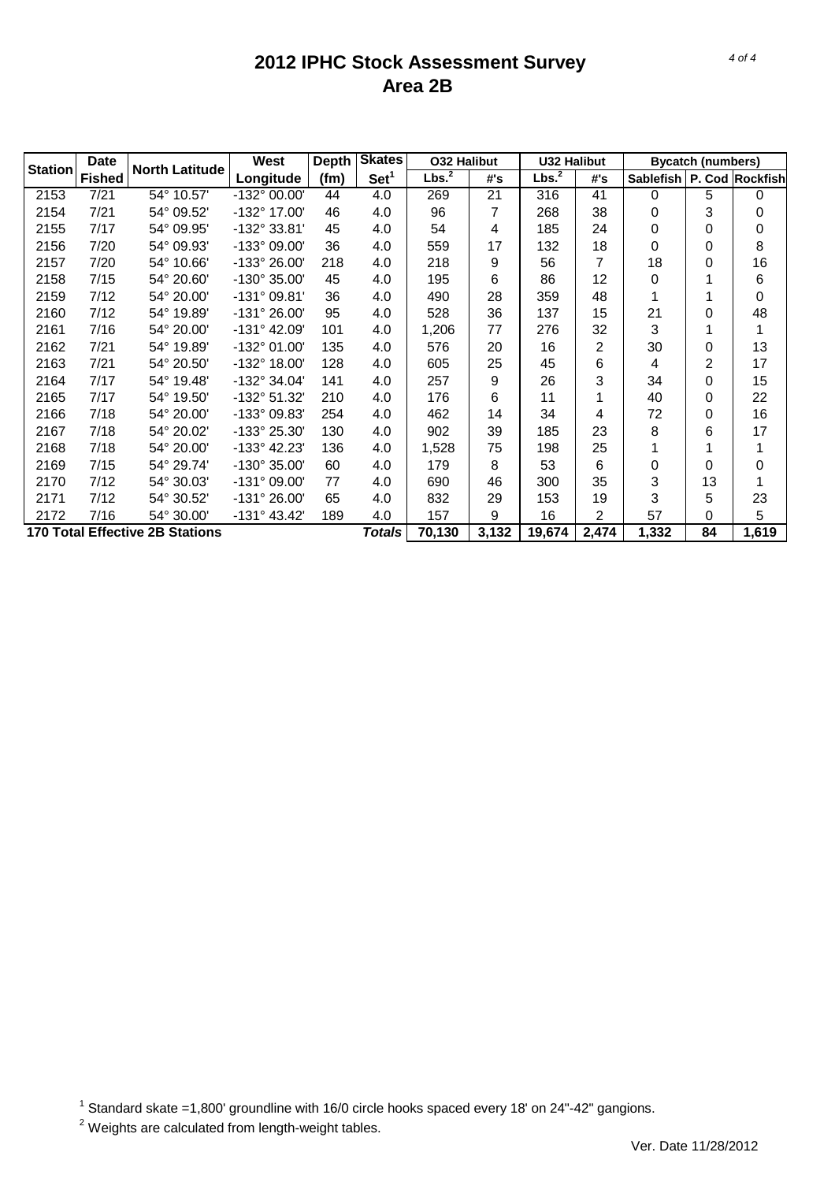# 2012 IPHC Stock Assessment Survey
## Area 2B

| Station | Date Fished | North Latitude | West Longitude | Depth (fm) | Skates Set[1] | O32 Halibut Lbs.[2] | O32 Halibut #'s | U32 Halibut Lbs.[2] | U32 Halibut #'s | Bycatch (numbers) Sablefish | P. Cod | Rockfish |
|---|---|---|---|---|---|---|---|---|---|---|---|---|
| 2153 | 7/21 | 54° 10.57' | -132° 00.00' | 44 | 4.0 | 269 | 21 | 316 | 41 | 0 | 5 | 0 |
| 2154 | 7/21 | 54° 09.52' | -132° 17.00' | 46 | 4.0 | 96 | 7 | 268 | 38 | 0 | 3 | 0 |
| 2155 | 7/17 | 54° 09.95' | -132° 33.81' | 45 | 4.0 | 54 | 4 | 185 | 24 | 0 | 0 | 0 |
| 2156 | 7/20 | 54° 09.93' | -133° 09.00' | 36 | 4.0 | 559 | 17 | 132 | 18 | 0 | 0 | 8 |
| 2157 | 7/20 | 54° 10.66' | -133° 26.00' | 218 | 4.0 | 218 | 9 | 56 | 7 | 18 | 0 | 16 |
| 2158 | 7/15 | 54° 20.60' | -130° 35.00' | 45 | 4.0 | 195 | 6 | 86 | 12 | 0 | 1 | 6 |
| 2159 | 7/12 | 54° 20.00' | -131° 09.81' | 36 | 4.0 | 490 | 28 | 359 | 48 | 1 | 1 | 0 |
| 2160 | 7/12 | 54° 19.89' | -131° 26.00' | 95 | 4.0 | 528 | 36 | 137 | 15 | 21 | 0 | 48 |
| 2161 | 7/16 | 54° 20.00' | -131° 42.09' | 101 | 4.0 | 1,206 | 77 | 276 | 32 | 3 | 1 | 1 |
| 2162 | 7/21 | 54° 19.89' | -132° 01.00' | 135 | 4.0 | 576 | 20 | 16 | 2 | 30 | 0 | 13 |
| 2163 | 7/21 | 54° 20.50' | -132° 18.00' | 128 | 4.0 | 605 | 25 | 45 | 6 | 4 | 2 | 17 |
| 2164 | 7/17 | 54° 19.48' | -132° 34.04' | 141 | 4.0 | 257 | 9 | 26 | 3 | 34 | 0 | 15 |
| 2165 | 7/17 | 54° 19.50' | -132° 51.32' | 210 | 4.0 | 176 | 6 | 11 | 1 | 40 | 0 | 22 |
| 2166 | 7/18 | 54° 20.00' | -133° 09.83' | 254 | 4.0 | 462 | 14 | 34 | 4 | 72 | 0 | 16 |
| 2167 | 7/18 | 54° 20.02' | -133° 25.30' | 130 | 4.0 | 902 | 39 | 185 | 23 | 8 | 6 | 17 |
| 2168 | 7/18 | 54° 20.00' | -133° 42.23' | 136 | 4.0 | 1,528 | 75 | 198 | 25 | 1 | 1 | 1 |
| 2169 | 7/15 | 54° 29.74' | -130° 35.00' | 60 | 4.0 | 179 | 8 | 53 | 6 | 0 | 0 | 0 |
| 2170 | 7/12 | 54° 30.03' | -131° 09.00' | 77 | 4.0 | 690 | 46 | 300 | 35 | 3 | 13 | 1 |
| 2171 | 7/12 | 54° 30.52' | -131° 26.00' | 65 | 4.0 | 832 | 29 | 153 | 19 | 3 | 5 | 23 |
| 2172 | 7/16 | 54° 30.00' | -131° 43.42' | 189 | 4.0 | 157 | 9 | 16 | 2 | 57 | 0 | 5 |
| **170 Total Effective 2B Stations** | | | | | ***Totals*** | **70,130** | **3,132** | **19,674** | **2,474** | **1,332** | **84** | **1,619** |

[1] Standard skate =1,800' groundline with 16/0 circle hooks spaced every 18' on 24"-42" gangions.

[2] Weights are calculated from length-weight tables.

Ver. Date 11/28/2012